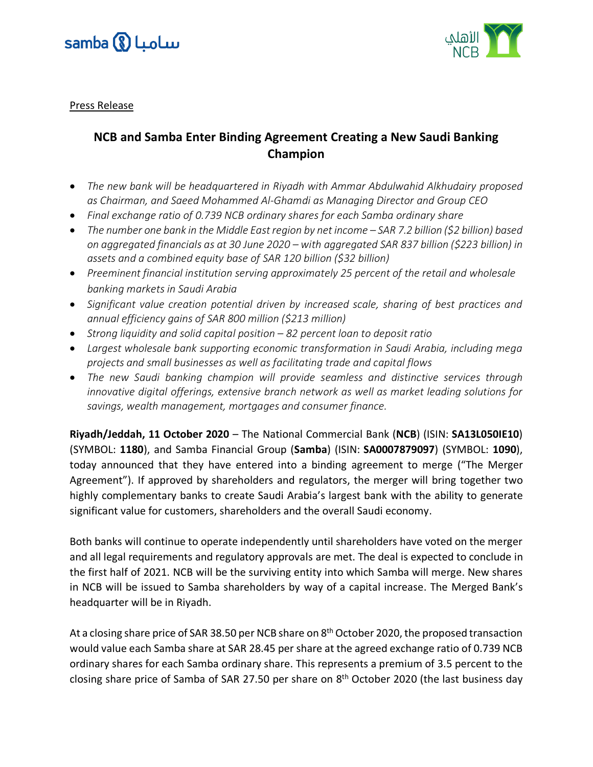Press Release

# NCB and Samba Enter Binding Agreement Creating a New Saudi Banking Champion

- *The new bank will be headquartered in Riyadh with Ammar Abdulwahid Alkhudairy proposed as Chairman, and Saeed Mohammed Al-Ghamdi as Managing Director and Group CEO*
- *Final exchange ratio of 0.739 NCB ordinary shares for each Samba ordinary share*
- *The number one bank in the Middle East region by net income – SAR 7.2 billion ($2 billion) based on aggregated financials as at 30 June 2020 – with aggregated SAR 837 billion ($223 billion) in assets and a combined equity base of SAR 120 billion ($32 billion)*
- *Preeminent financial institution serving approximately 25 percent of the retail and wholesale banking markets in Saudi Arabia*
- *Significant value creation potential driven by increased scale, sharing of best practices and annual efficiency gains of SAR 800 million ($213 million)*
- *Strong liquidity and solid capital position – 82 percent loan to deposit ratio*
- *Largest wholesale bank supporting economic transformation in Saudi Arabia, including mega projects and small businesses as well as facilitating trade and capital flows*
- *The new Saudi banking champion will provide seamless and distinctive services through innovative digital offerings, extensive branch network as well as market leading solutions for savings, wealth management, mortgages and consumer finance.*

**Riyadh/Jeddah, 11 October 2020** – The National Commercial Bank (**NCB**) (ISIN: **SA13L050IE10**) (SYMBOL: **1180**), and Samba Financial Group (**Samba**) (ISIN: **SA0007879097**) (SYMBOL: **1090**), today announced that they have entered into a binding agreement to merge ("The Merger Agreement"). If approved by shareholders and regulators, the merger will bring together two highly complementary banks to create Saudi Arabia's largest bank with the ability to generate significant value for customers, shareholders and the overall Saudi economy.

Both banks will continue to operate independently until shareholders have voted on the merger and all legal requirements and regulatory approvals are met. The deal is expected to conclude in the first half of 2021. NCB will be the surviving entity into which Samba will merge. New shares in NCB will be issued to Samba shareholders by way of a capital increase. The Merged Bank's headquarter will be in Riyadh.

At a closing share price of SAR 38.50 per NCB share on 8th October 2020, the proposed transaction would value each Samba share at SAR 28.45 per share at the agreed exchange ratio of 0.739 NCB ordinary shares for each Samba ordinary share. This represents a premium of 3.5 percent to the closing share price of Samba of SAR 27.50 per share on 8th October 2020 (the last business day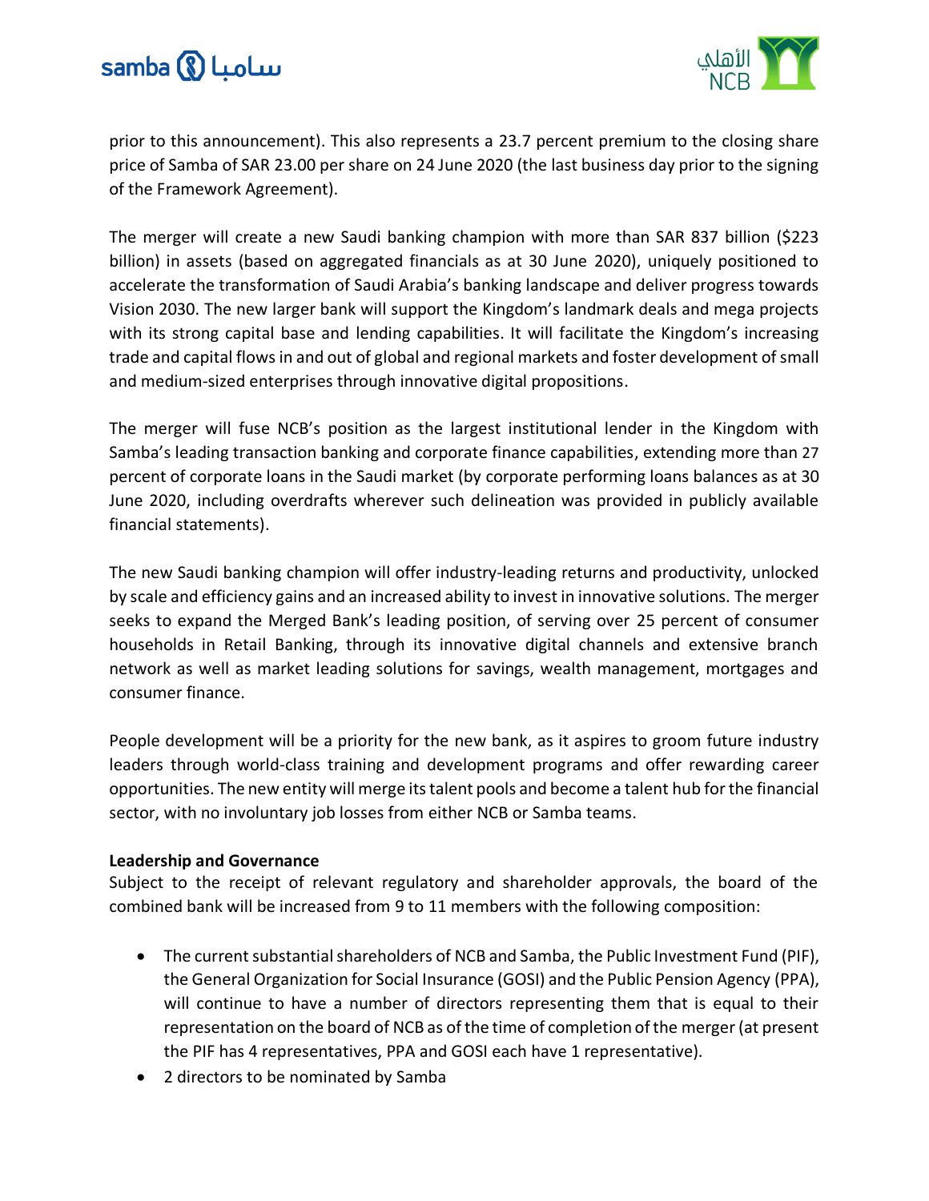prior to this announcement). This also represents a 23.7 percent premium to the closing share price of Samba of SAR 23.00 per share on 24 June 2020 (the last business day prior to the signing of the Framework Agreement).

The merger will create a new Saudi banking champion with more than SAR 837 billion ($223 billion) in assets (based on aggregated financials as at 30 June 2020), uniquely positioned to accelerate the transformation of Saudi Arabia's banking landscape and deliver progress towards Vision 2030. The new larger bank will support the Kingdom's landmark deals and mega projects with its strong capital base and lending capabilities. It will facilitate the Kingdom's increasing trade and capital flows in and out of global and regional markets and foster development of small and medium-sized enterprises through innovative digital propositions.

The merger will fuse NCB's position as the largest institutional lender in the Kingdom with Samba's leading transaction banking and corporate finance capabilities, extending more than 27 percent of corporate loans in the Saudi market (by corporate performing loans balances as at 30 June 2020, including overdrafts wherever such delineation was provided in publicly available financial statements).

The new Saudi banking champion will offer industry-leading returns and productivity, unlocked by scale and efficiency gains and an increased ability to invest in innovative solutions. The merger seeks to expand the Merged Bank's leading position, of serving over 25 percent of consumer households in Retail Banking, through its innovative digital channels and extensive branch network as well as market leading solutions for savings, wealth management, mortgages and consumer finance.

People development will be a priority for the new bank, as it aspires to groom future industry leaders through world-class training and development programs and offer rewarding career opportunities. The new entity will merge its talent pools and become a talent hub for the financial sector, with no involuntary job losses from either NCB or Samba teams.

**Leadership and Governance**

Subject to the receipt of relevant regulatory and shareholder approvals, the board of the combined bank will be increased from 9 to 11 members with the following composition:

- The current substantial shareholders of NCB and Samba, the Public Investment Fund (PIF), the General Organization for Social Insurance (GOSI) and the Public Pension Agency (PPA), will continue to have a number of directors representing them that is equal to their representation on the board of NCB as of the time of completion of the merger (at present the PIF has 4 representatives, PPA and GOSI each have 1 representative).
- 2 directors to be nominated by Samba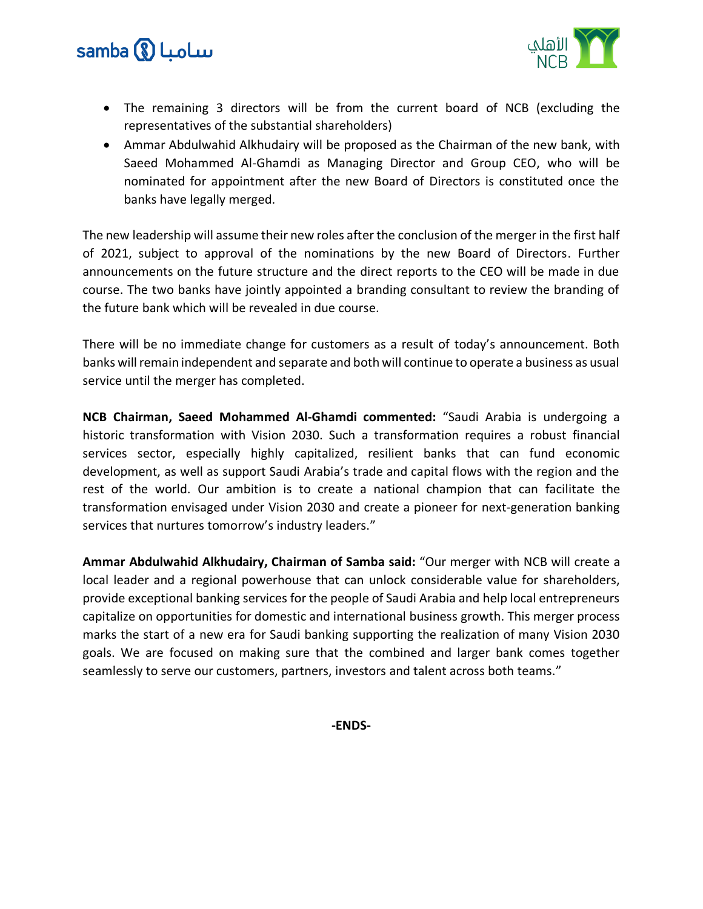- The remaining 3 directors will be from the current board of NCB (excluding the representatives of the substantial shareholders)
- Ammar Abdulwahid Alkhudairy will be proposed as the Chairman of the new bank, with Saeed Mohammed Al-Ghamdi as Managing Director and Group CEO, who will be nominated for appointment after the new Board of Directors is constituted once the banks have legally merged.

The new leadership will assume their new roles after the conclusion of the merger in the first half of 2021, subject to approval of the nominations by the new Board of Directors. Further announcements on the future structure and the direct reports to the CEO will be made in due course. The two banks have jointly appointed a branding consultant to review the branding of the future bank which will be revealed in due course.

There will be no immediate change for customers as a result of today's announcement. Both banks will remain independent and separate and both will continue to operate a business as usual service until the merger has completed.

**NCB Chairman, Saeed Mohammed Al-Ghamdi commented:** "Saudi Arabia is undergoing a historic transformation with Vision 2030. Such a transformation requires a robust financial services sector, especially highly capitalized, resilient banks that can fund economic development, as well as support Saudi Arabia's trade and capital flows with the region and the rest of the world. Our ambition is to create a national champion that can facilitate the transformation envisaged under Vision 2030 and create a pioneer for next-generation banking services that nurtures tomorrow's industry leaders."

**Ammar Abdulwahid Alkhudairy, Chairman of Samba said:** "Our merger with NCB will create a local leader and a regional powerhouse that can unlock considerable value for shareholders, provide exceptional banking services for the people of Saudi Arabia and help local entrepreneurs capitalize on opportunities for domestic and international business growth. This merger process marks the start of a new era for Saudi banking supporting the realization of many Vision 2030 goals. We are focused on making sure that the combined and larger bank comes together seamlessly to serve our customers, partners, investors and talent across both teams."

**-ENDS-**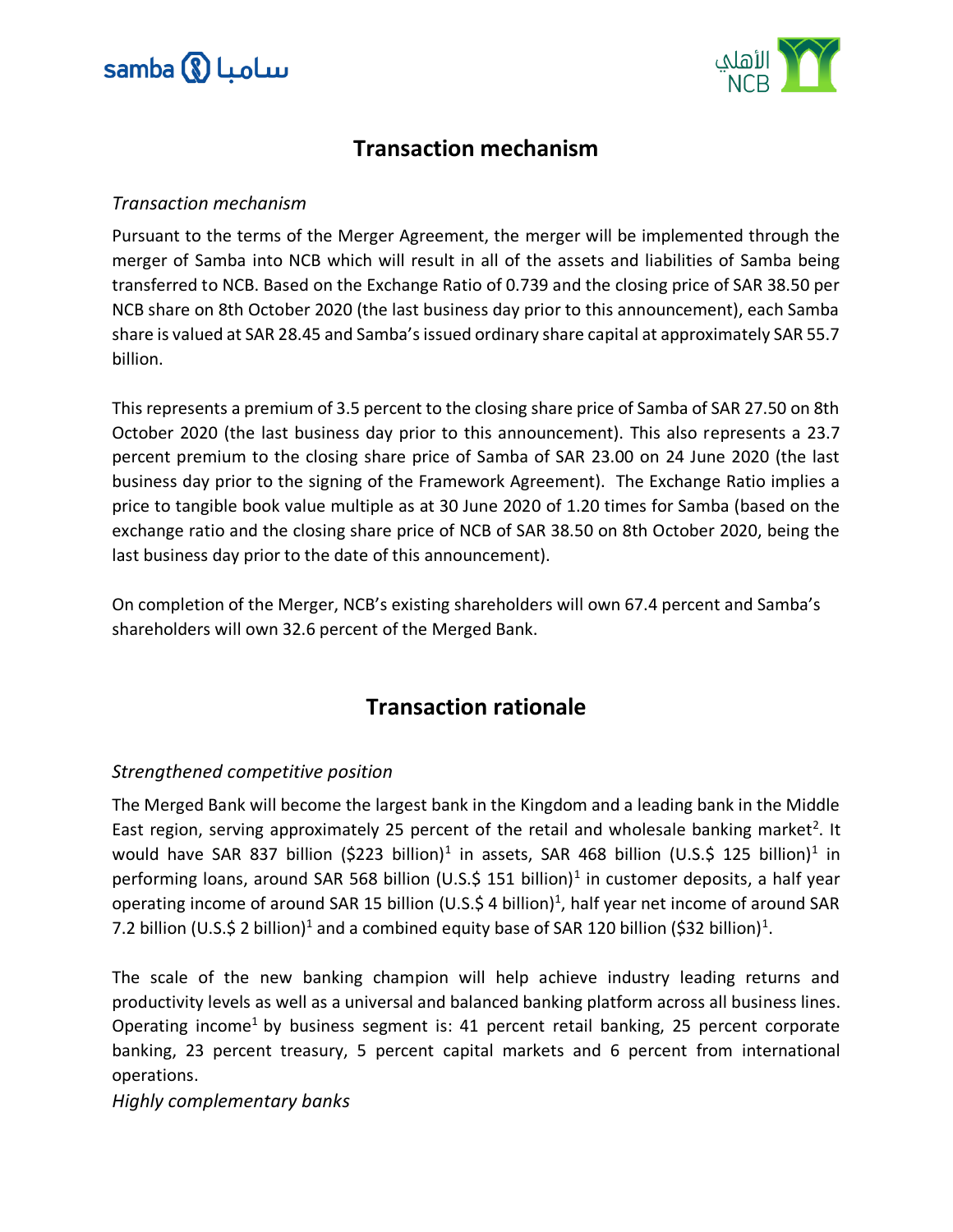## Transaction mechanism

*Transaction mechanism*

Pursuant to the terms of the Merger Agreement, the merger will be implemented through the merger of Samba into NCB which will result in all of the assets and liabilities of Samba being transferred to NCB. Based on the Exchange Ratio of 0.739 and the closing price of SAR 38.50 per NCB share on 8th October 2020 (the last business day prior to this announcement), each Samba share is valued at SAR 28.45 and Samba's issued ordinary share capital at approximately SAR 55.7 billion.

This represents a premium of 3.5 percent to the closing share price of Samba of SAR 27.50 on 8th October 2020 (the last business day prior to this announcement). This also represents a 23.7 percent premium to the closing share price of Samba of SAR 23.00 on 24 June 2020 (the last business day prior to the signing of the Framework Agreement). The Exchange Ratio implies a price to tangible book value multiple as at 30 June 2020 of 1.20 times for Samba (based on the exchange ratio and the closing share price of NCB of SAR 38.50 on 8th October 2020, being the last business day prior to the date of this announcement).

On completion of the Merger, NCB's existing shareholders will own 67.4 percent and Samba's shareholders will own 32.6 percent of the Merged Bank.

## Transaction rationale

*Strengthened competitive position*

The Merged Bank will become the largest bank in the Kingdom and a leading bank in the Middle East region, serving approximately 25 percent of the retail and wholesale banking market[2]. It would have SAR 837 billion ($223 billion)[1] in assets, SAR 468 billion (U.S.$ 125 billion)[1] in performing loans, around SAR 568 billion (U.S.$ 151 billion)[1] in customer deposits, a half year operating income of around SAR 15 billion (U.S.$ 4 billion)[1], half year net income of around SAR 7.2 billion (U.S.$ 2 billion)[1] and a combined equity base of SAR 120 billion ($32 billion)[1].

The scale of the new banking champion will help achieve industry leading returns and productivity levels as well as a universal and balanced banking platform across all business lines. Operating income[1] by business segment is: 41 percent retail banking, 25 percent corporate banking, 23 percent treasury, 5 percent capital markets and 6 percent from international operations.

*Highly complementary banks*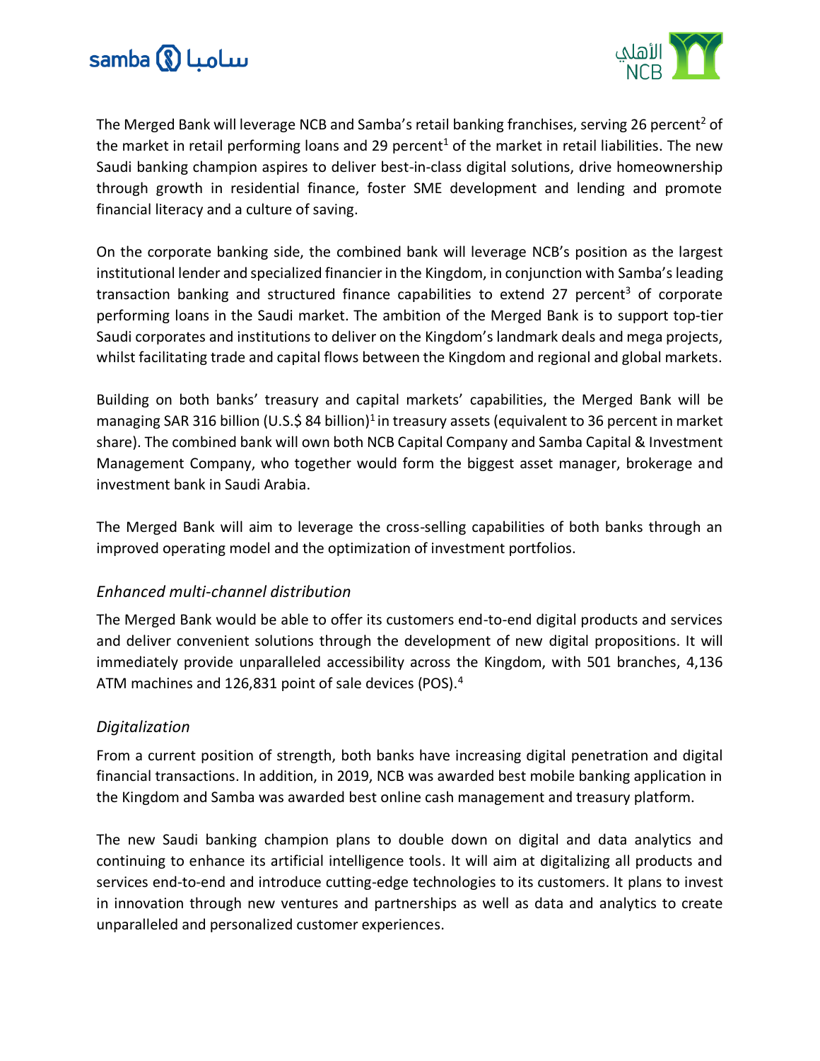The Merged Bank will leverage NCB and Samba's retail banking franchises, serving 26 percent[2] of the market in retail performing loans and 29 percent[1] of the market in retail liabilities. The new Saudi banking champion aspires to deliver best-in-class digital solutions, drive homeownership through growth in residential finance, foster SME development and lending and promote financial literacy and a culture of saving.

On the corporate banking side, the combined bank will leverage NCB's position as the largest institutional lender and specialized financier in the Kingdom, in conjunction with Samba's leading transaction banking and structured finance capabilities to extend 27 percent[3] of corporate performing loans in the Saudi market. The ambition of the Merged Bank is to support top-tier Saudi corporates and institutions to deliver on the Kingdom's landmark deals and mega projects, whilst facilitating trade and capital flows between the Kingdom and regional and global markets.

Building on both banks' treasury and capital markets' capabilities, the Merged Bank will be managing SAR 316 billion (U.S.$ 84 billion)[1] in treasury assets (equivalent to 36 percent in market share). The combined bank will own both NCB Capital Company and Samba Capital & Investment Management Company, who together would form the biggest asset manager, brokerage and investment bank in Saudi Arabia.

The Merged Bank will aim to leverage the cross-selling capabilities of both banks through an improved operating model and the optimization of investment portfolios.

*Enhanced multi-channel distribution*

The Merged Bank would be able to offer its customers end-to-end digital products and services and deliver convenient solutions through the development of new digital propositions. It will immediately provide unparalleled accessibility across the Kingdom, with 501 branches, 4,136 ATM machines and 126,831 point of sale devices (POS).[4]

*Digitalization*

From a current position of strength, both banks have increasing digital penetration and digital financial transactions. In addition, in 2019, NCB was awarded best mobile banking application in the Kingdom and Samba was awarded best online cash management and treasury platform.

The new Saudi banking champion plans to double down on digital and data analytics and continuing to enhance its artificial intelligence tools. It will aim at digitalizing all products and services end-to-end and introduce cutting-edge technologies to its customers. It plans to invest in innovation through new ventures and partnerships as well as data and analytics to create unparalleled and personalized customer experiences.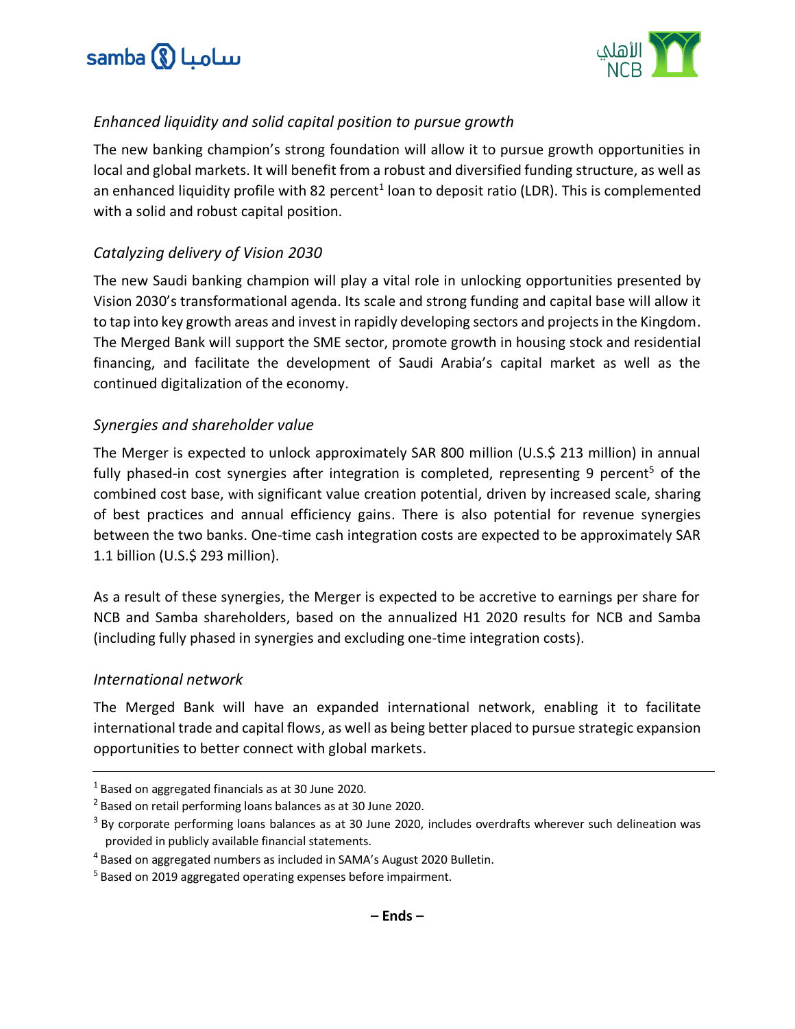*Enhanced liquidity and solid capital position to pursue growth*

The new banking champion's strong foundation will allow it to pursue growth opportunities in local and global markets. It will benefit from a robust and diversified funding structure, as well as an enhanced liquidity profile with 82 percent[1] loan to deposit ratio (LDR). This is complemented with a solid and robust capital position.

*Catalyzing delivery of Vision 2030*

The new Saudi banking champion will play a vital role in unlocking opportunities presented by Vision 2030's transformational agenda. Its scale and strong funding and capital base will allow it to tap into key growth areas and invest in rapidly developing sectors and projects in the Kingdom. The Merged Bank will support the SME sector, promote growth in housing stock and residential financing, and facilitate the development of Saudi Arabia's capital market as well as the continued digitalization of the economy.

*Synergies and shareholder value*

The Merger is expected to unlock approximately SAR 800 million (U.S.$ 213 million) in annual fully phased-in cost synergies after integration is completed, representing 9 percent[5] of the combined cost base, with significant value creation potential, driven by increased scale, sharing of best practices and annual efficiency gains. There is also potential for revenue synergies between the two banks. One-time cash integration costs are expected to be approximately SAR 1.1 billion (U.S.$ 293 million).

As a result of these synergies, the Merger is expected to be accretive to earnings per share for NCB and Samba shareholders, based on the annualized H1 2020 results for NCB and Samba (including fully phased in synergies and excluding one-time integration costs).

*International network*

The Merged Bank will have an expanded international network, enabling it to facilitate international trade and capital flows, as well as being better placed to pursue strategic expansion opportunities to better connect with global markets.

---

[1] Based on aggregated financials as at 30 June 2020.

[2] Based on retail performing loans balances as at 30 June 2020.

[3] By corporate performing loans balances as at 30 June 2020, includes overdrafts wherever such delineation was provided in publicly available financial statements.

[4] Based on aggregated numbers as included in SAMA's August 2020 Bulletin.

[5] Based on 2019 aggregated operating expenses before impairment.

**– Ends –**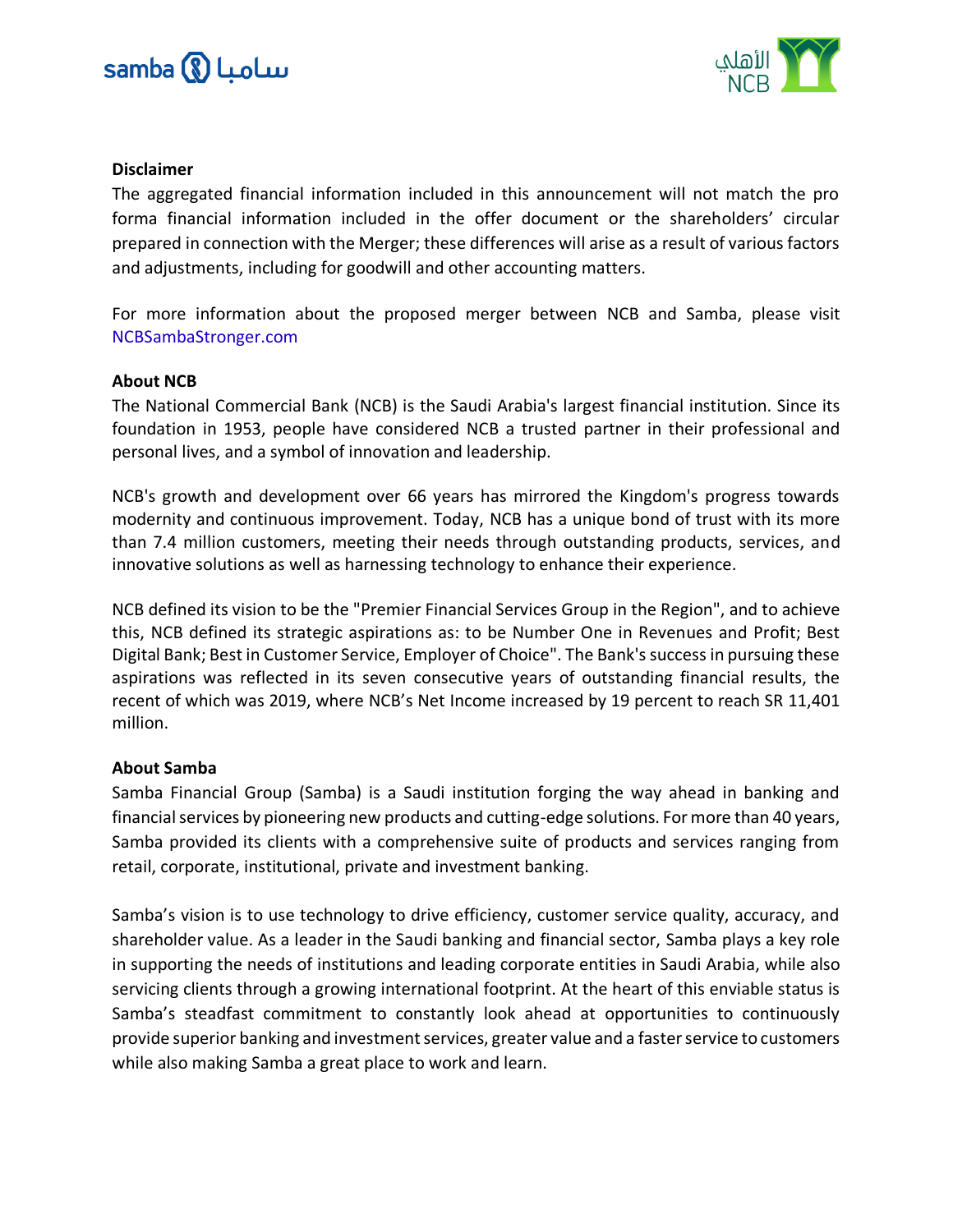**Disclaimer**

The aggregated financial information included in this announcement will not match the pro forma financial information included in the offer document or the shareholders' circular prepared in connection with the Merger; these differences will arise as a result of various factors and adjustments, including for goodwill and other accounting matters.

For more information about the proposed merger between NCB and Samba, please visit NCBSambaStronger.com

**About NCB**

The National Commercial Bank (NCB) is the Saudi Arabia's largest financial institution. Since its foundation in 1953, people have considered NCB a trusted partner in their professional and personal lives, and a symbol of innovation and leadership.

NCB's growth and development over 66 years has mirrored the Kingdom's progress towards modernity and continuous improvement. Today, NCB has a unique bond of trust with its more than 7.4 million customers, meeting their needs through outstanding products, services, and innovative solutions as well as harnessing technology to enhance their experience.

NCB defined its vision to be the "Premier Financial Services Group in the Region", and to achieve this, NCB defined its strategic aspirations as: to be Number One in Revenues and Profit; Best Digital Bank; Best in Customer Service, Employer of Choice". The Bank's success in pursuing these aspirations was reflected in its seven consecutive years of outstanding financial results, the recent of which was 2019, where NCB's Net Income increased by 19 percent to reach SR 11,401 million.

**About Samba**

Samba Financial Group (Samba) is a Saudi institution forging the way ahead in banking and financial services by pioneering new products and cutting-edge solutions. For more than 40 years, Samba provided its clients with a comprehensive suite of products and services ranging from retail, corporate, institutional, private and investment banking.

Samba's vision is to use technology to drive efficiency, customer service quality, accuracy, and shareholder value. As a leader in the Saudi banking and financial sector, Samba plays a key role in supporting the needs of institutions and leading corporate entities in Saudi Arabia, while also servicing clients through a growing international footprint. At the heart of this enviable status is Samba's steadfast commitment to constantly look ahead at opportunities to continuously provide superior banking and investment services, greater value and a faster service to customers while also making Samba a great place to work and learn.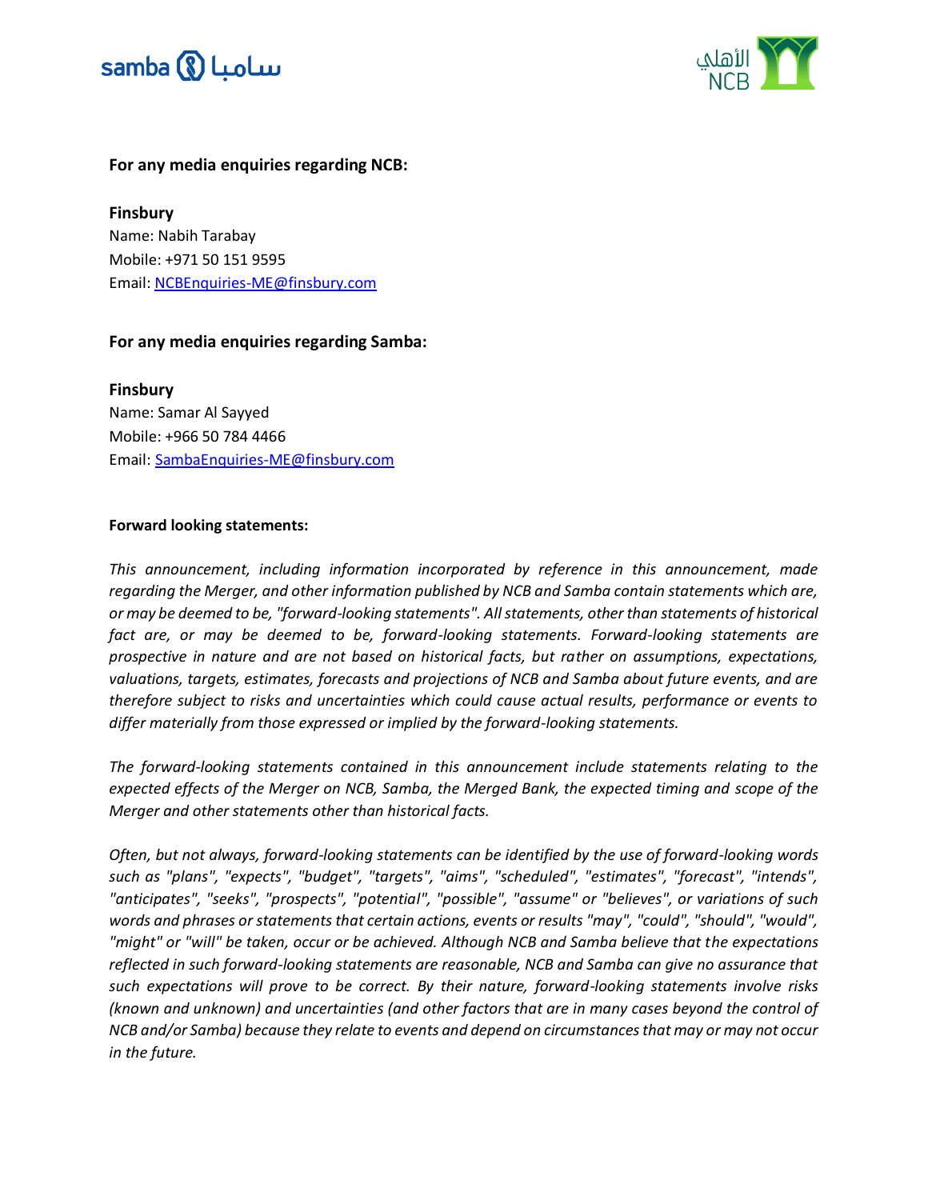**For any media enquiries regarding NCB:**

**Finsbury**
Name: Nabih Tarabay
Mobile: +971 50 151 9595
Email: NCBEnquiries-ME@finsbury.com

**For any media enquiries regarding Samba:**

**Finsbury**
Name: Samar Al Sayyed
Mobile: +966 50 784 4466
Email: SambaEnquiries-ME@finsbury.com

**Forward looking statements:**

*This announcement, including information incorporated by reference in this announcement, made regarding the Merger, and other information published by NCB and Samba contain statements which are, or may be deemed to be, "forward-looking statements". All statements, other than statements of historical fact are, or may be deemed to be, forward-looking statements. Forward-looking statements are prospective in nature and are not based on historical facts, but rather on assumptions, expectations, valuations, targets, estimates, forecasts and projections of NCB and Samba about future events, and are therefore subject to risks and uncertainties which could cause actual results, performance or events to differ materially from those expressed or implied by the forward-looking statements.*

*The forward-looking statements contained in this announcement include statements relating to the expected effects of the Merger on NCB, Samba, the Merged Bank, the expected timing and scope of the Merger and other statements other than historical facts.*

*Often, but not always, forward-looking statements can be identified by the use of forward-looking words such as "plans", "expects", "budget", "targets", "aims", "scheduled", "estimates", "forecast", "intends", "anticipates", "seeks", "prospects", "potential", "possible", "assume" or "believes", or variations of such words and phrases or statements that certain actions, events or results "may", "could", "should", "would", "might" or "will" be taken, occur or be achieved. Although NCB and Samba believe that the expectations reflected in such forward-looking statements are reasonable, NCB and Samba can give no assurance that such expectations will prove to be correct. By their nature, forward-looking statements involve risks (known and unknown) and uncertainties (and other factors that are in many cases beyond the control of NCB and/or Samba) because they relate to events and depend on circumstances that may or may not occur in the future.*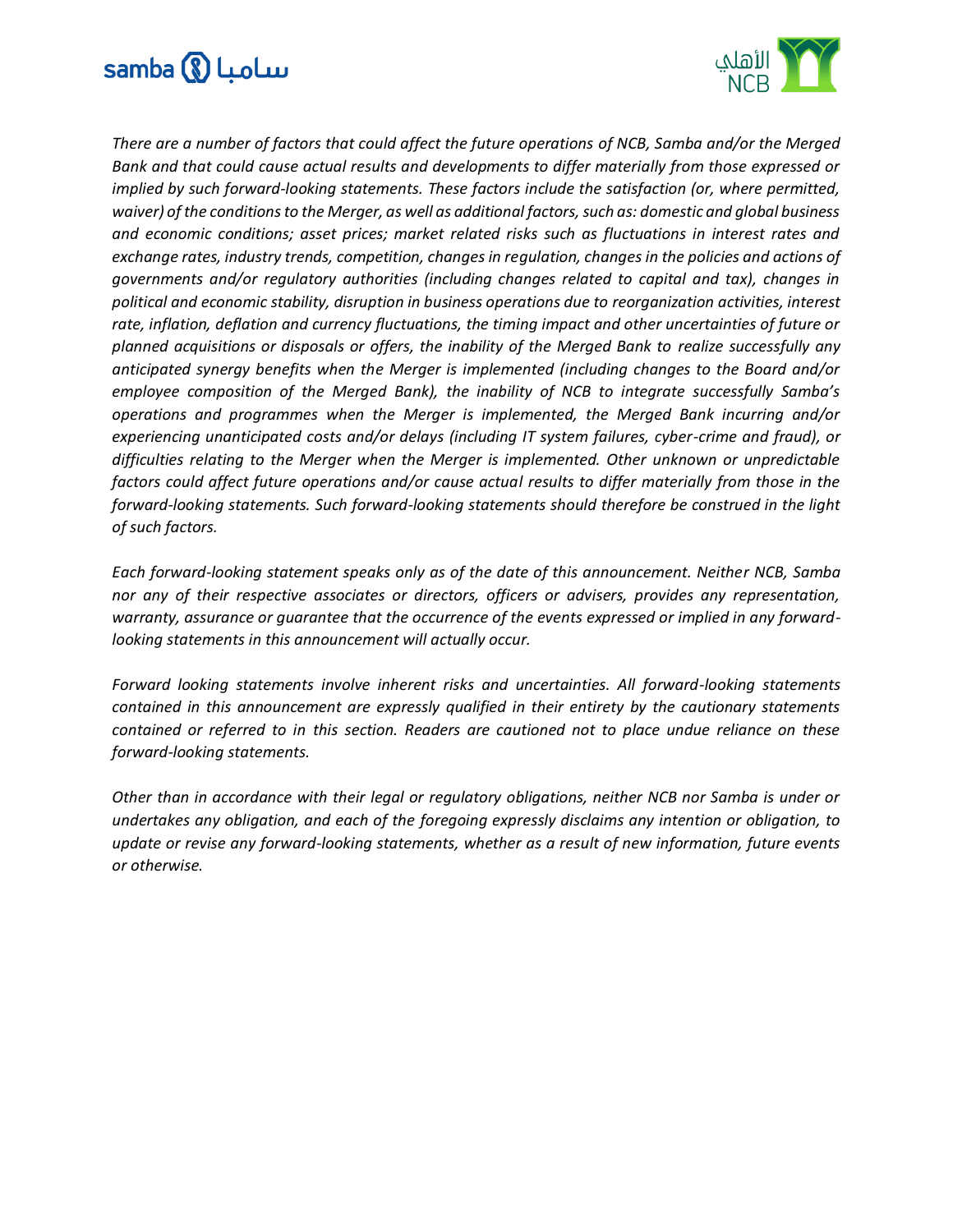*There are a number of factors that could affect the future operations of NCB, Samba and/or the Merged Bank and that could cause actual results and developments to differ materially from those expressed or implied by such forward-looking statements. These factors include the satisfaction (or, where permitted, waiver) of the conditions to the Merger, as well as additional factors, such as: domestic and global business and economic conditions; asset prices; market related risks such as fluctuations in interest rates and exchange rates, industry trends, competition, changes in regulation, changes in the policies and actions of governments and/or regulatory authorities (including changes related to capital and tax), changes in political and economic stability, disruption in business operations due to reorganization activities, interest rate, inflation, deflation and currency fluctuations, the timing impact and other uncertainties of future or planned acquisitions or disposals or offers, the inability of the Merged Bank to realize successfully any anticipated synergy benefits when the Merger is implemented (including changes to the Board and/or employee composition of the Merged Bank), the inability of NCB to integrate successfully Samba's operations and programmes when the Merger is implemented, the Merged Bank incurring and/or experiencing unanticipated costs and/or delays (including IT system failures, cyber-crime and fraud), or difficulties relating to the Merger when the Merger is implemented. Other unknown or unpredictable factors could affect future operations and/or cause actual results to differ materially from those in the forward-looking statements. Such forward-looking statements should therefore be construed in the light of such factors.*

*Each forward-looking statement speaks only as of the date of this announcement. Neither NCB, Samba nor any of their respective associates or directors, officers or advisers, provides any representation, warranty, assurance or guarantee that the occurrence of the events expressed or implied in any forward-looking statements in this announcement will actually occur.*

*Forward looking statements involve inherent risks and uncertainties. All forward-looking statements contained in this announcement are expressly qualified in their entirety by the cautionary statements contained or referred to in this section. Readers are cautioned not to place undue reliance on these forward-looking statements.*

*Other than in accordance with their legal or regulatory obligations, neither NCB nor Samba is under or undertakes any obligation, and each of the foregoing expressly disclaims any intention or obligation, to update or revise any forward-looking statements, whether as a result of new information, future events or otherwise.*